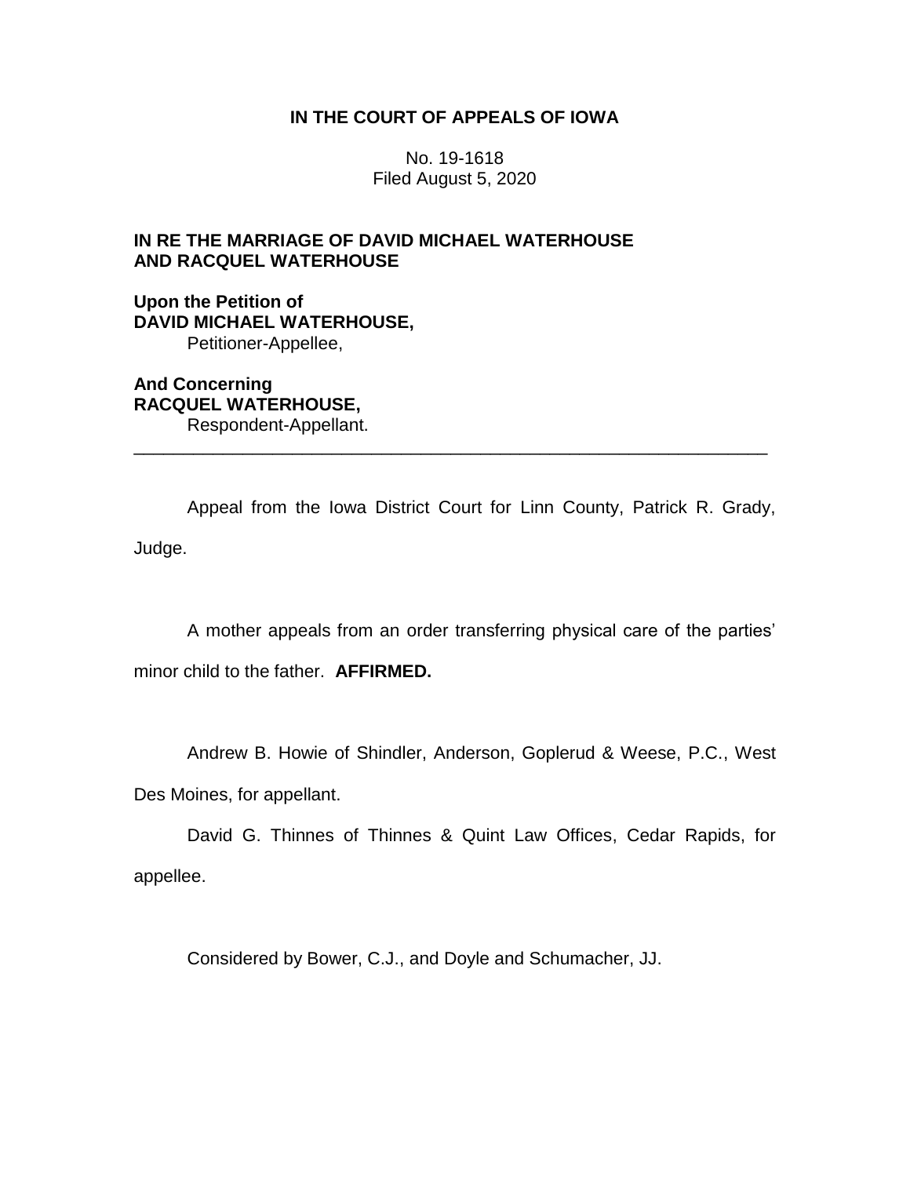# IN THE COURT OF APPEALS OF IOWA

No. 19-1618
Filed August 5, 2020

**IN RE THE MARRIAGE OF DAVID MICHAEL WATERHOUSE AND RACQUEL WATERHOUSE**

**Upon the Petition of**
**DAVID MICHAEL WATERHOUSE,**
Petitioner-Appellee,

**And Concerning**
**RACQUEL WATERHOUSE,**
Respondent-Appellant.

---

Appeal from the Iowa District Court for Linn County, Patrick R. Grady, Judge.

A mother appeals from an order transferring physical care of the parties' minor child to the father. **AFFIRMED.**

Andrew B. Howie of Shindler, Anderson, Goplerud & Weese, P.C., West Des Moines, for appellant.

David G. Thinnes of Thinnes & Quint Law Offices, Cedar Rapids, for appellee.

Considered by Bower, C.J., and Doyle and Schumacher, JJ.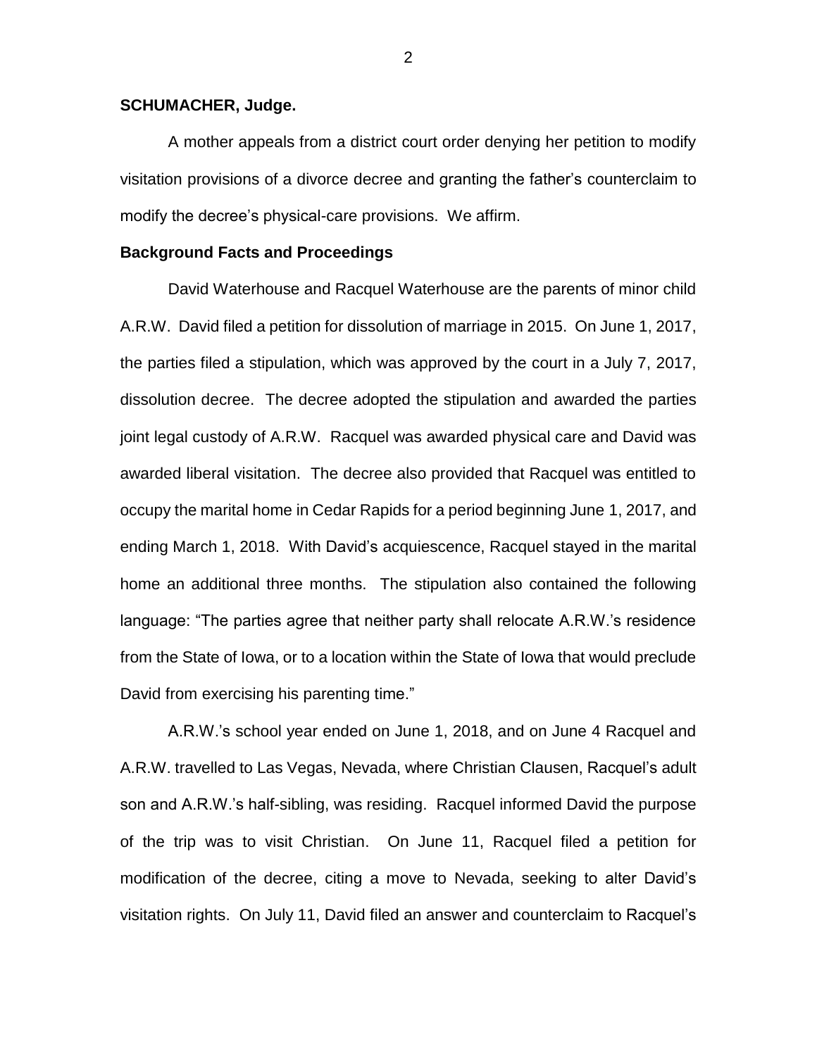**SCHUMACHER, Judge.**

A mother appeals from a district court order denying her petition to modify visitation provisions of a divorce decree and granting the father's counterclaim to modify the decree's physical-care provisions. We affirm.

**Background Facts and Proceedings**

David Waterhouse and Racquel Waterhouse are the parents of minor child A.R.W. David filed a petition for dissolution of marriage in 2015. On June 1, 2017, the parties filed a stipulation, which was approved by the court in a July 7, 2017, dissolution decree. The decree adopted the stipulation and awarded the parties joint legal custody of A.R.W. Racquel was awarded physical care and David was awarded liberal visitation. The decree also provided that Racquel was entitled to occupy the marital home in Cedar Rapids for a period beginning June 1, 2017, and ending March 1, 2018. With David's acquiescence, Racquel stayed in the marital home an additional three months. The stipulation also contained the following language: "The parties agree that neither party shall relocate A.R.W.'s residence from the State of Iowa, or to a location within the State of Iowa that would preclude David from exercising his parenting time."

A.R.W.'s school year ended on June 1, 2018, and on June 4 Racquel and A.R.W. travelled to Las Vegas, Nevada, where Christian Clausen, Racquel's adult son and A.R.W.'s half-sibling, was residing. Racquel informed David the purpose of the trip was to visit Christian. On June 11, Racquel filed a petition for modification of the decree, citing a move to Nevada, seeking to alter David's visitation rights. On July 11, David filed an answer and counterclaim to Racquel's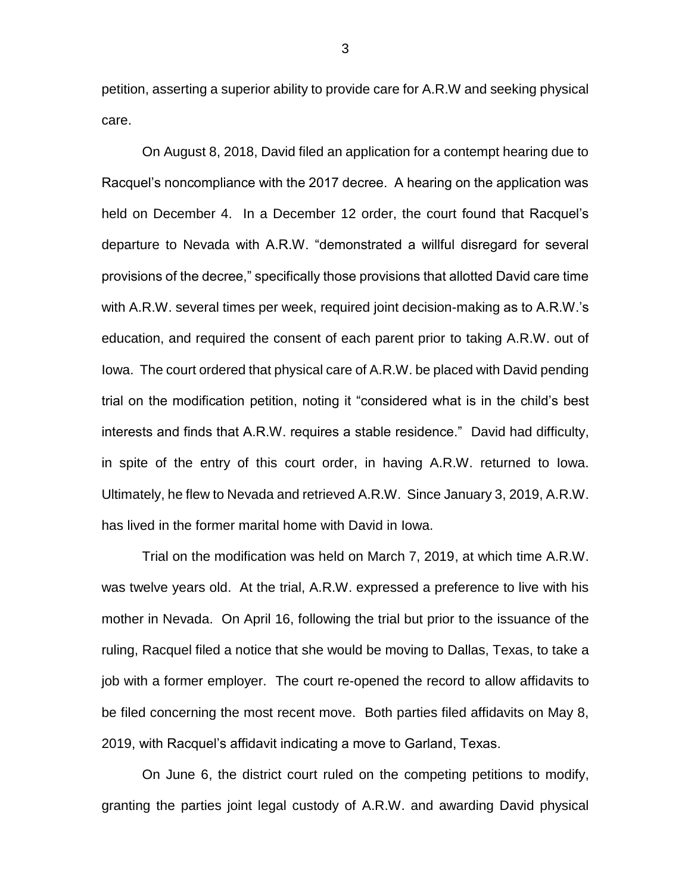petition, asserting a superior ability to provide care for A.R.W and seeking physical care.

On August 8, 2018, David filed an application for a contempt hearing due to Racquel's noncompliance with the 2017 decree. A hearing on the application was held on December 4. In a December 12 order, the court found that Racquel's departure to Nevada with A.R.W. "demonstrated a willful disregard for several provisions of the decree," specifically those provisions that allotted David care time with A.R.W. several times per week, required joint decision-making as to A.R.W.'s education, and required the consent of each parent prior to taking A.R.W. out of Iowa. The court ordered that physical care of A.R.W. be placed with David pending trial on the modification petition, noting it "considered what is in the child's best interests and finds that A.R.W. requires a stable residence." David had difficulty, in spite of the entry of this court order, in having A.R.W. returned to Iowa. Ultimately, he flew to Nevada and retrieved A.R.W. Since January 3, 2019, A.R.W. has lived in the former marital home with David in Iowa.

Trial on the modification was held on March 7, 2019, at which time A.R.W. was twelve years old. At the trial, A.R.W. expressed a preference to live with his mother in Nevada. On April 16, following the trial but prior to the issuance of the ruling, Racquel filed a notice that she would be moving to Dallas, Texas, to take a job with a former employer. The court re-opened the record to allow affidavits to be filed concerning the most recent move. Both parties filed affidavits on May 8, 2019, with Racquel's affidavit indicating a move to Garland, Texas.

On June 6, the district court ruled on the competing petitions to modify, granting the parties joint legal custody of A.R.W. and awarding David physical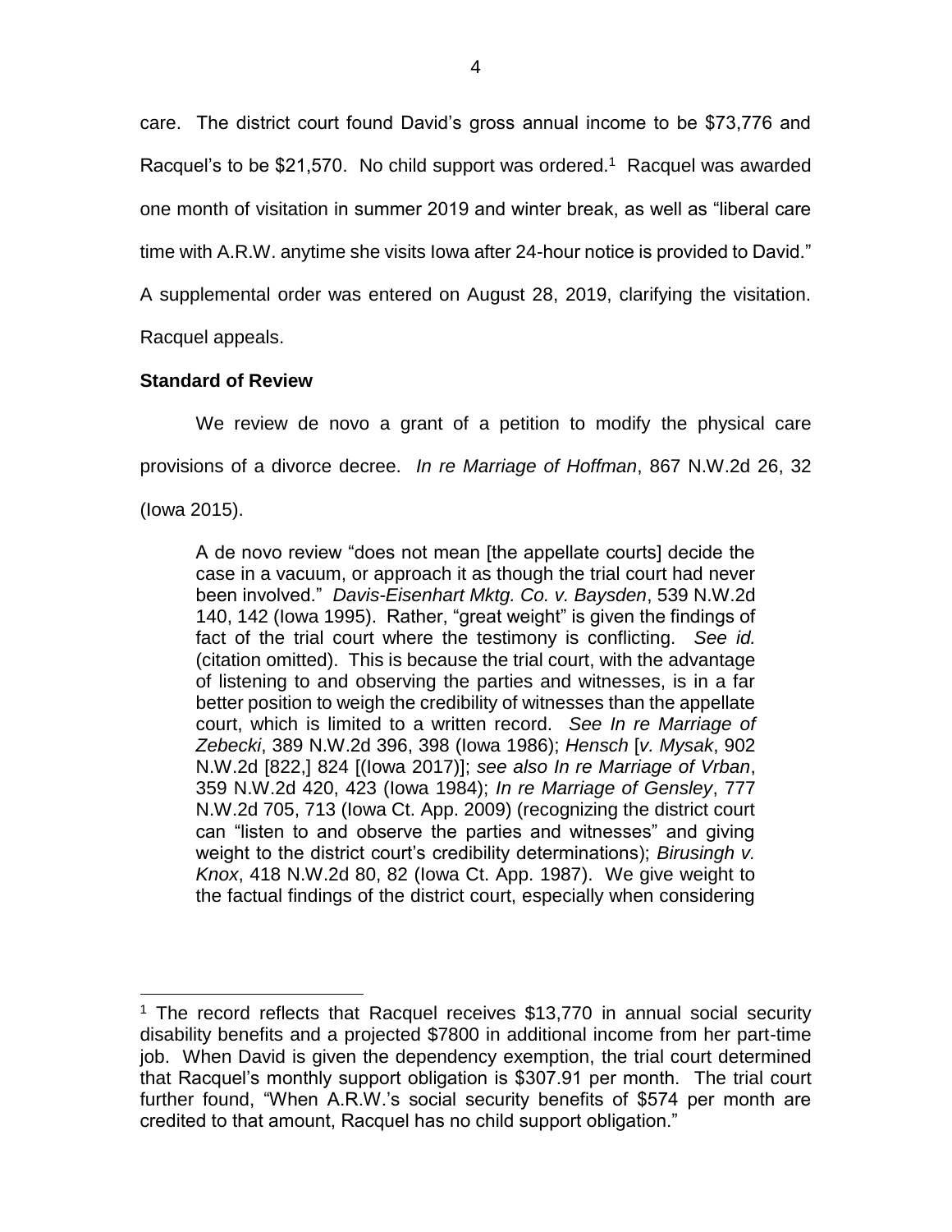care. The district court found David's gross annual income to be $73,776 and Racquel's to be $21,570. No child support was ordered.[1] Racquel was awarded one month of visitation in summer 2019 and winter break, as well as "liberal care time with A.R.W. anytime she visits Iowa after 24-hour notice is provided to David." A supplemental order was entered on August 28, 2019, clarifying the visitation. Racquel appeals.

**Standard of Review**

We review de novo a grant of a petition to modify the physical care provisions of a divorce decree. *In re Marriage of Hoffman*, 867 N.W.2d 26, 32 (Iowa 2015).

> A de novo review "does not mean [the appellate courts] decide the case in a vacuum, or approach it as though the trial court had never been involved." *Davis-Eisenhart Mktg. Co. v. Baysden*, 539 N.W.2d 140, 142 (Iowa 1995). Rather, "great weight" is given the findings of fact of the trial court where the testimony is conflicting. *See id.* (citation omitted). This is because the trial court, with the advantage of listening to and observing the parties and witnesses, is in a far better position to weigh the credibility of witnesses than the appellate court, which is limited to a written record. *See In re Marriage of Zebecki*, 389 N.W.2d 396, 398 (Iowa 1986); *Hensch* [*v. Mysak*, 902 N.W.2d [822,] 824 [(Iowa 2017)]; *see also In re Marriage of Vrban*, 359 N.W.2d 420, 423 (Iowa 1984); *In re Marriage of Gensley*, 777 N.W.2d 705, 713 (Iowa Ct. App. 2009) (recognizing the district court can "listen to and observe the parties and witnesses" and giving weight to the district court's credibility determinations); *Birusingh v. Knox*, 418 N.W.2d 80, 82 (Iowa Ct. App. 1987). We give weight to the factual findings of the district court, especially when considering

---

[1] The record reflects that Racquel receives $13,770 in annual social security disability benefits and a projected $7800 in additional income from her part-time job. When David is given the dependency exemption, the trial court determined that Racquel's monthly support obligation is $307.91 per month. The trial court further found, "When A.R.W.'s social security benefits of $574 per month are credited to that amount, Racquel has no child support obligation."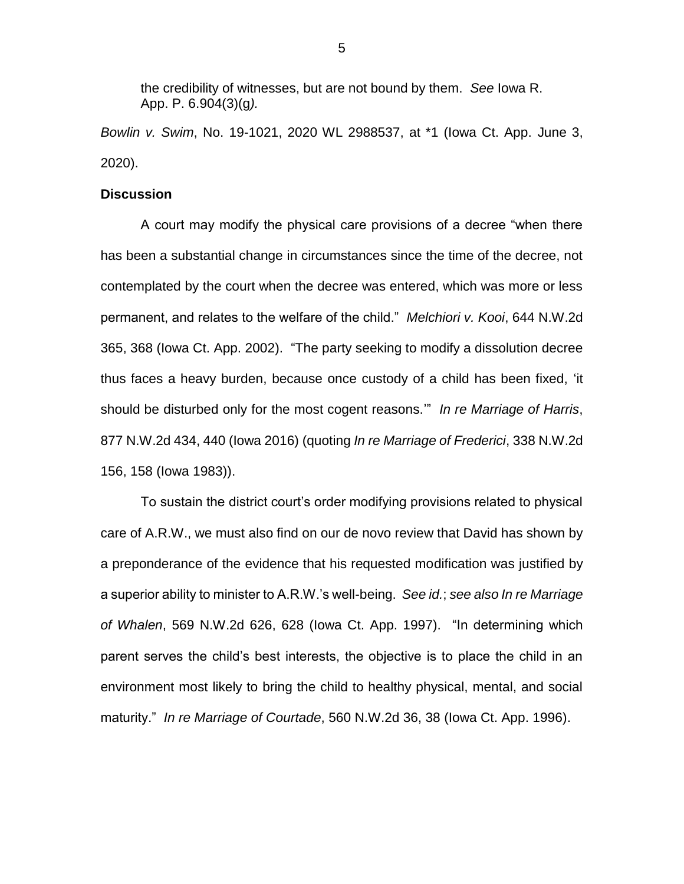> the credibility of witnesses, but are not bound by them. *See* Iowa R. App. P. 6.904(3)(g*).*

*Bowlin v. Swim*, No. 19-1021, 2020 WL 2988537, at *1 (Iowa Ct. App. June 3, 2020).

**Discussion**

A court may modify the physical care provisions of a decree "when there has been a substantial change in circumstances since the time of the decree, not contemplated by the court when the decree was entered, which was more or less permanent, and relates to the welfare of the child." *Melchiori v. Kooi*, 644 N.W.2d 365, 368 (Iowa Ct. App. 2002). "The party seeking to modify a dissolution decree thus faces a heavy burden, because once custody of a child has been fixed, 'it should be disturbed only for the most cogent reasons.'" *In re Marriage of Harris*, 877 N.W.2d 434, 440 (Iowa 2016) (quoting *In re Marriage of Frederici*, 338 N.W.2d 156, 158 (Iowa 1983)).

To sustain the district court's order modifying provisions related to physical care of A.R.W., we must also find on our de novo review that David has shown by a preponderance of the evidence that his requested modification was justified by a superior ability to minister to A.R.W.'s well-being. *See id.*; *see also In re Marriage of Whalen*, 569 N.W.2d 626, 628 (Iowa Ct. App. 1997). "In determining which parent serves the child's best interests, the objective is to place the child in an environment most likely to bring the child to healthy physical, mental, and social maturity." *In re Marriage of Courtade*, 560 N.W.2d 36, 38 (Iowa Ct. App. 1996).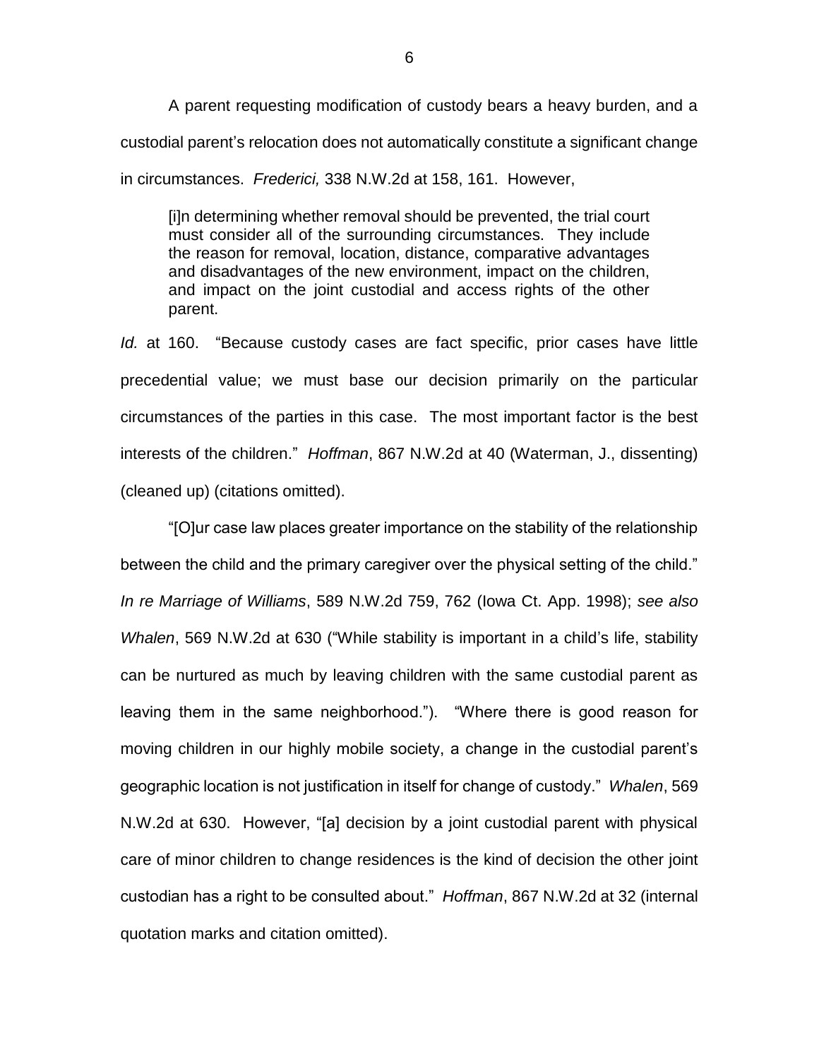A parent requesting modification of custody bears a heavy burden, and a custodial parent's relocation does not automatically constitute a significant change in circumstances. *Frederici,* 338 N.W.2d at 158, 161. However,

> [i]n determining whether removal should be prevented, the trial court must consider all of the surrounding circumstances. They include the reason for removal, location, distance, comparative advantages and disadvantages of the new environment, impact on the children, and impact on the joint custodial and access rights of the other parent.

*Id.* at 160. "Because custody cases are fact specific, prior cases have little precedential value; we must base our decision primarily on the particular circumstances of the parties in this case. The most important factor is the best interests of the children." *Hoffman*, 867 N.W.2d at 40 (Waterman, J., dissenting) (cleaned up) (citations omitted).

"[O]ur case law places greater importance on the stability of the relationship between the child and the primary caregiver over the physical setting of the child." *In re Marriage of Williams*, 589 N.W.2d 759, 762 (Iowa Ct. App. 1998); *see also Whalen*, 569 N.W.2d at 630 ("While stability is important in a child's life, stability can be nurtured as much by leaving children with the same custodial parent as leaving them in the same neighborhood."). "Where there is good reason for moving children in our highly mobile society, a change in the custodial parent's geographic location is not justification in itself for change of custody." *Whalen*, 569 N.W.2d at 630. However, "[a] decision by a joint custodial parent with physical care of minor children to change residences is the kind of decision the other joint custodian has a right to be consulted about." *Hoffman*, 867 N.W.2d at 32 (internal quotation marks and citation omitted).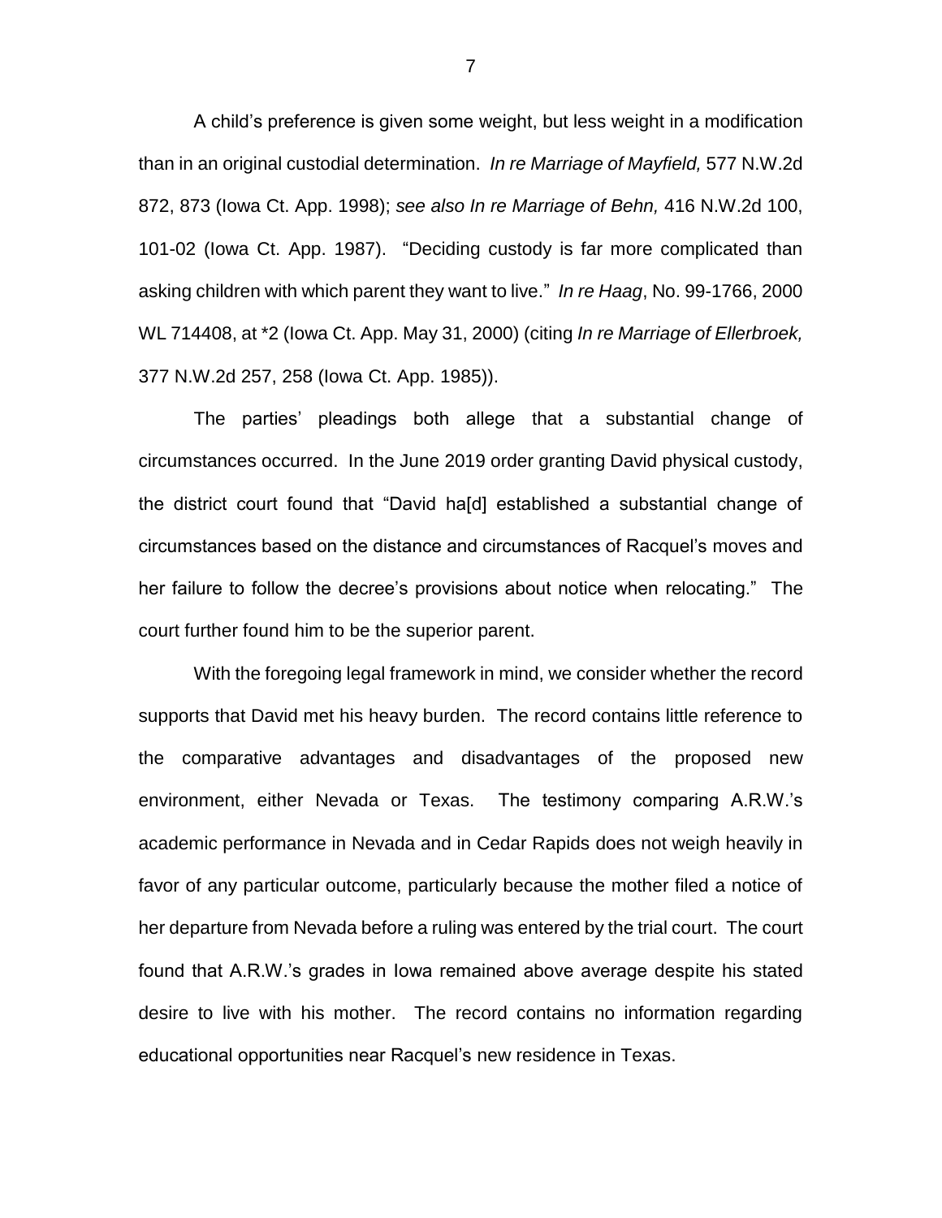A child's preference is given some weight, but less weight in a modification than in an original custodial determination. *In re Marriage of Mayfield,* 577 N.W.2d 872, 873 (Iowa Ct. App. 1998); *see also In re Marriage of Behn,* 416 N.W.2d 100, 101-02 (Iowa Ct. App. 1987). "Deciding custody is far more complicated than asking children with which parent they want to live." *In re Haag*, No. 99-1766, 2000 WL 714408, at *2 (Iowa Ct. App. May 31, 2000) (citing *In re Marriage of Ellerbroek,* 377 N.W.2d 257, 258 (Iowa Ct. App. 1985)).

The parties' pleadings both allege that a substantial change of circumstances occurred. In the June 2019 order granting David physical custody, the district court found that "David ha[d] established a substantial change of circumstances based on the distance and circumstances of Racquel's moves and her failure to follow the decree's provisions about notice when relocating." The court further found him to be the superior parent.

With the foregoing legal framework in mind, we consider whether the record supports that David met his heavy burden. The record contains little reference to the comparative advantages and disadvantages of the proposed new environment, either Nevada or Texas. The testimony comparing A.R.W.'s academic performance in Nevada and in Cedar Rapids does not weigh heavily in favor of any particular outcome, particularly because the mother filed a notice of her departure from Nevada before a ruling was entered by the trial court. The court found that A.R.W.'s grades in Iowa remained above average despite his stated desire to live with his mother. The record contains no information regarding educational opportunities near Racquel's new residence in Texas.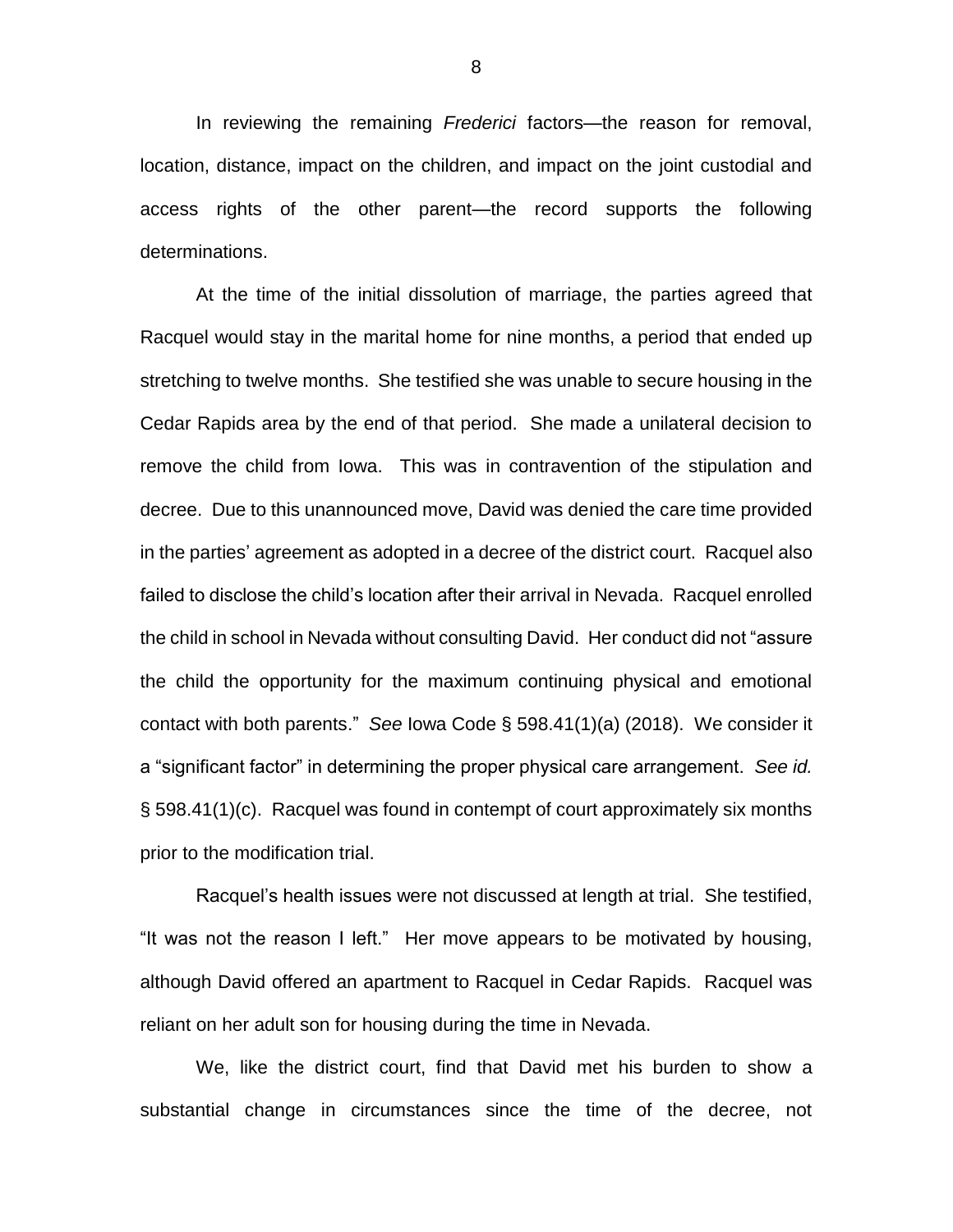In reviewing the remaining *Frederici* factors—the reason for removal, location, distance, impact on the children, and impact on the joint custodial and access rights of the other parent—the record supports the following determinations.

At the time of the initial dissolution of marriage, the parties agreed that Racquel would stay in the marital home for nine months, a period that ended up stretching to twelve months. She testified she was unable to secure housing in the Cedar Rapids area by the end of that period. She made a unilateral decision to remove the child from Iowa. This was in contravention of the stipulation and decree. Due to this unannounced move, David was denied the care time provided in the parties' agreement as adopted in a decree of the district court. Racquel also failed to disclose the child's location after their arrival in Nevada. Racquel enrolled the child in school in Nevada without consulting David. Her conduct did not "assure the child the opportunity for the maximum continuing physical and emotional contact with both parents." *See* Iowa Code § 598.41(1)(a) (2018). We consider it a "significant factor" in determining the proper physical care arrangement. *See id.* § 598.41(1)(c). Racquel was found in contempt of court approximately six months prior to the modification trial.

Racquel's health issues were not discussed at length at trial. She testified, "It was not the reason I left." Her move appears to be motivated by housing, although David offered an apartment to Racquel in Cedar Rapids. Racquel was reliant on her adult son for housing during the time in Nevada.

We, like the district court, find that David met his burden to show a substantial change in circumstances since the time of the decree, not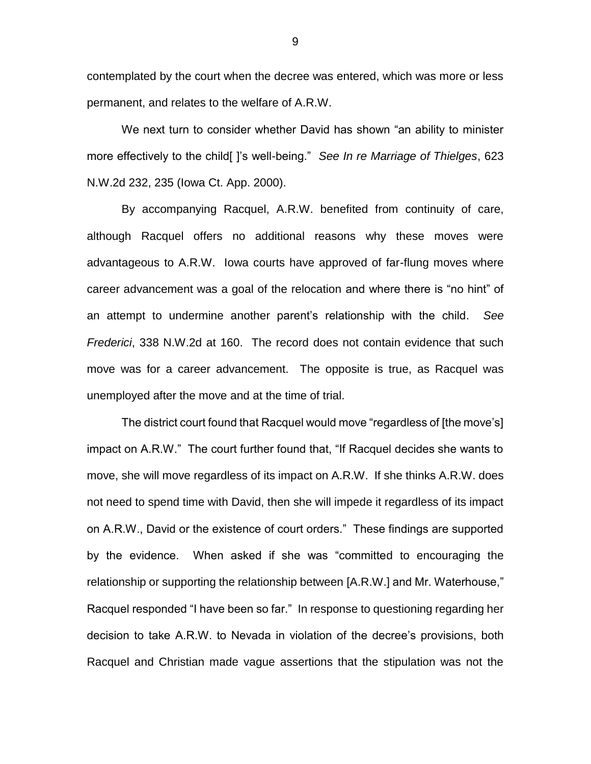contemplated by the court when the decree was entered, which was more or less permanent, and relates to the welfare of A.R.W.

We next turn to consider whether David has shown "an ability to minister more effectively to the child[ ]'s well-being." *See In re Marriage of Thielges*, 623 N.W.2d 232, 235 (Iowa Ct. App. 2000).

By accompanying Racquel, A.R.W. benefited from continuity of care, although Racquel offers no additional reasons why these moves were advantageous to A.R.W. Iowa courts have approved of far-flung moves where career advancement was a goal of the relocation and where there is "no hint" of an attempt to undermine another parent's relationship with the child. *See Frederici*, 338 N.W.2d at 160. The record does not contain evidence that such move was for a career advancement. The opposite is true, as Racquel was unemployed after the move and at the time of trial.

The district court found that Racquel would move "regardless of [the move's] impact on A.R.W." The court further found that, "If Racquel decides she wants to move, she will move regardless of its impact on A.R.W. If she thinks A.R.W. does not need to spend time with David, then she will impede it regardless of its impact on A.R.W., David or the existence of court orders." These findings are supported by the evidence. When asked if she was "committed to encouraging the relationship or supporting the relationship between [A.R.W.] and Mr. Waterhouse," Racquel responded "I have been so far." In response to questioning regarding her decision to take A.R.W. to Nevada in violation of the decree's provisions, both Racquel and Christian made vague assertions that the stipulation was not the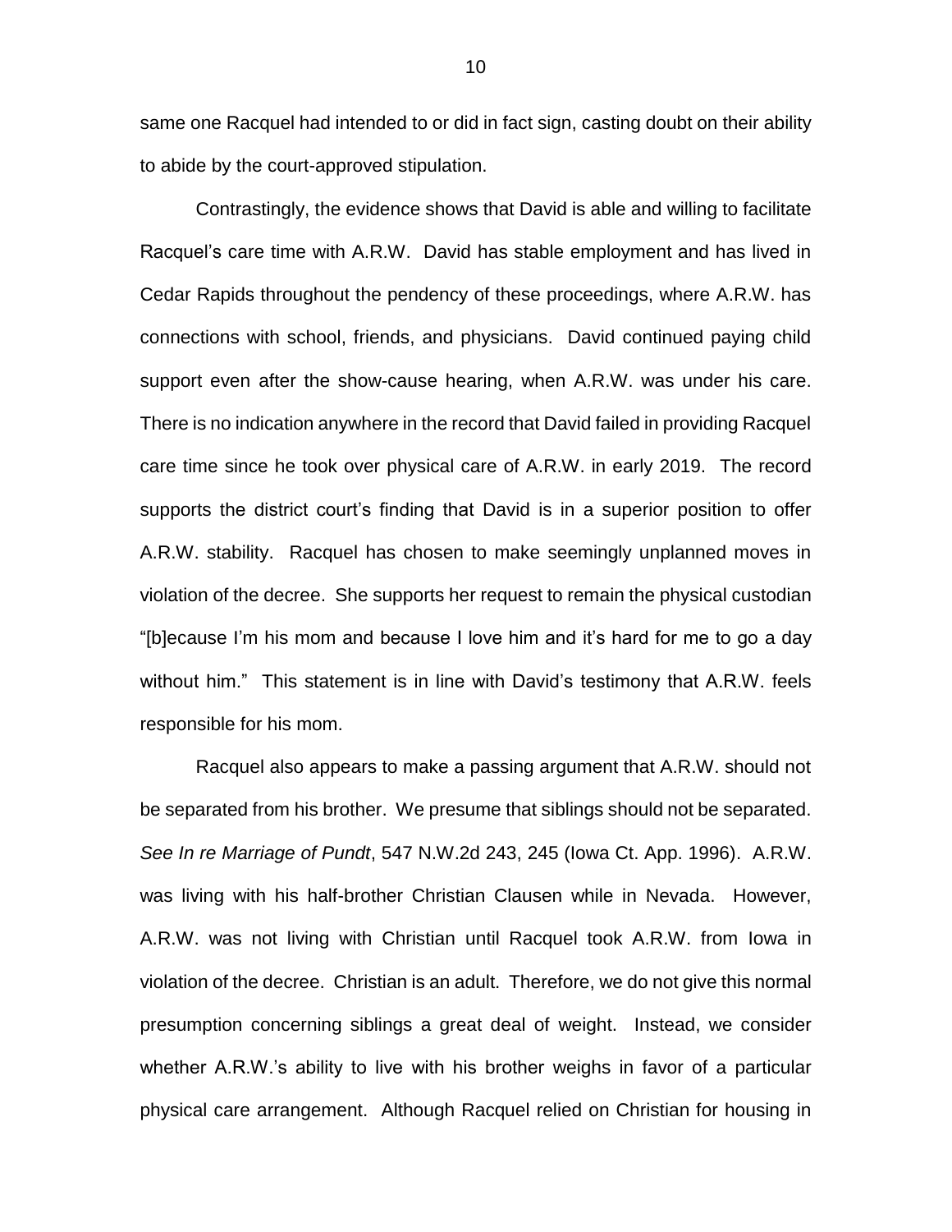same one Racquel had intended to or did in fact sign, casting doubt on their ability to abide by the court-approved stipulation.

Contrastingly, the evidence shows that David is able and willing to facilitate Racquel's care time with A.R.W. David has stable employment and has lived in Cedar Rapids throughout the pendency of these proceedings, where A.R.W. has connections with school, friends, and physicians. David continued paying child support even after the show-cause hearing, when A.R.W. was under his care. There is no indication anywhere in the record that David failed in providing Racquel care time since he took over physical care of A.R.W. in early 2019. The record supports the district court's finding that David is in a superior position to offer A.R.W. stability. Racquel has chosen to make seemingly unplanned moves in violation of the decree. She supports her request to remain the physical custodian "[b]ecause I'm his mom and because I love him and it's hard for me to go a day without him." This statement is in line with David's testimony that A.R.W. feels responsible for his mom.

Racquel also appears to make a passing argument that A.R.W. should not be separated from his brother. We presume that siblings should not be separated. *See In re Marriage of Pundt*, 547 N.W.2d 243, 245 (Iowa Ct. App. 1996). A.R.W. was living with his half-brother Christian Clausen while in Nevada. However, A.R.W. was not living with Christian until Racquel took A.R.W. from Iowa in violation of the decree. Christian is an adult. Therefore, we do not give this normal presumption concerning siblings a great deal of weight. Instead, we consider whether A.R.W.'s ability to live with his brother weighs in favor of a particular physical care arrangement. Although Racquel relied on Christian for housing in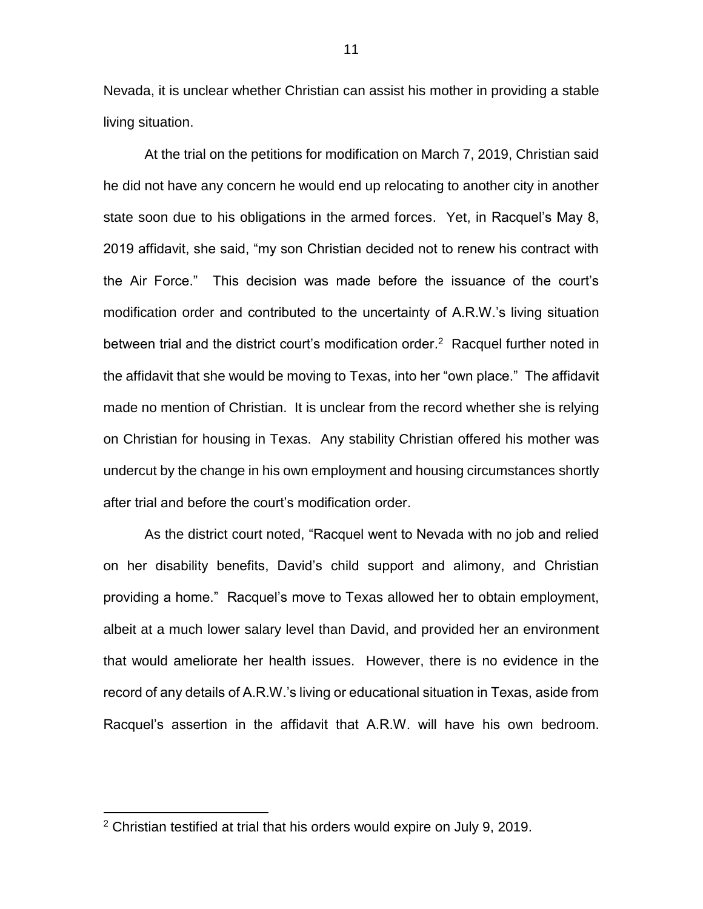Nevada, it is unclear whether Christian can assist his mother in providing a stable living situation.

At the trial on the petitions for modification on March 7, 2019, Christian said he did not have any concern he would end up relocating to another city in another state soon due to his obligations in the armed forces. Yet, in Racquel's May 8, 2019 affidavit, she said, "my son Christian decided not to renew his contract with the Air Force." This decision was made before the issuance of the court's modification order and contributed to the uncertainty of A.R.W.'s living situation between trial and the district court's modification order.[2] Racquel further noted in the affidavit that she would be moving to Texas, into her "own place." The affidavit made no mention of Christian. It is unclear from the record whether she is relying on Christian for housing in Texas. Any stability Christian offered his mother was undercut by the change in his own employment and housing circumstances shortly after trial and before the court's modification order.

As the district court noted, "Racquel went to Nevada with no job and relied on her disability benefits, David's child support and alimony, and Christian providing a home." Racquel's move to Texas allowed her to obtain employment, albeit at a much lower salary level than David, and provided her an environment that would ameliorate her health issues. However, there is no evidence in the record of any details of A.R.W.'s living or educational situation in Texas, aside from Racquel's assertion in the affidavit that A.R.W. will have his own bedroom.

[2] Christian testified at trial that his orders would expire on July 9, 2019.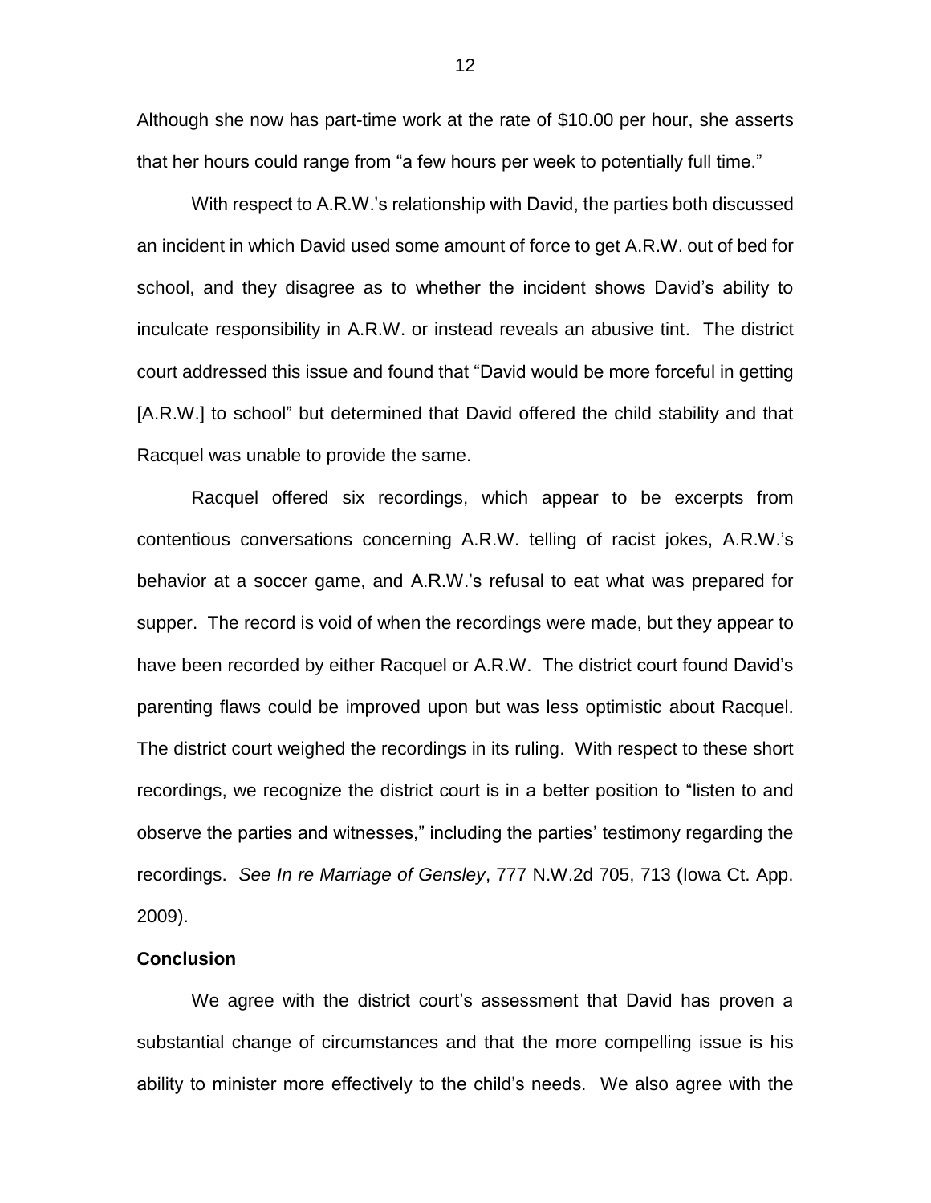Although she now has part-time work at the rate of $10.00 per hour, she asserts that her hours could range from "a few hours per week to potentially full time."

With respect to A.R.W.'s relationship with David, the parties both discussed an incident in which David used some amount of force to get A.R.W. out of bed for school, and they disagree as to whether the incident shows David's ability to inculcate responsibility in A.R.W. or instead reveals an abusive tint. The district court addressed this issue and found that "David would be more forceful in getting [A.R.W.] to school" but determined that David offered the child stability and that Racquel was unable to provide the same.

Racquel offered six recordings, which appear to be excerpts from contentious conversations concerning A.R.W. telling of racist jokes, A.R.W.'s behavior at a soccer game, and A.R.W.'s refusal to eat what was prepared for supper. The record is void of when the recordings were made, but they appear to have been recorded by either Racquel or A.R.W. The district court found David's parenting flaws could be improved upon but was less optimistic about Racquel. The district court weighed the recordings in its ruling. With respect to these short recordings, we recognize the district court is in a better position to "listen to and observe the parties and witnesses," including the parties' testimony regarding the recordings. *See In re Marriage of Gensley*, 777 N.W.2d 705, 713 (Iowa Ct. App. 2009).

**Conclusion**

We agree with the district court's assessment that David has proven a substantial change of circumstances and that the more compelling issue is his ability to minister more effectively to the child's needs. We also agree with the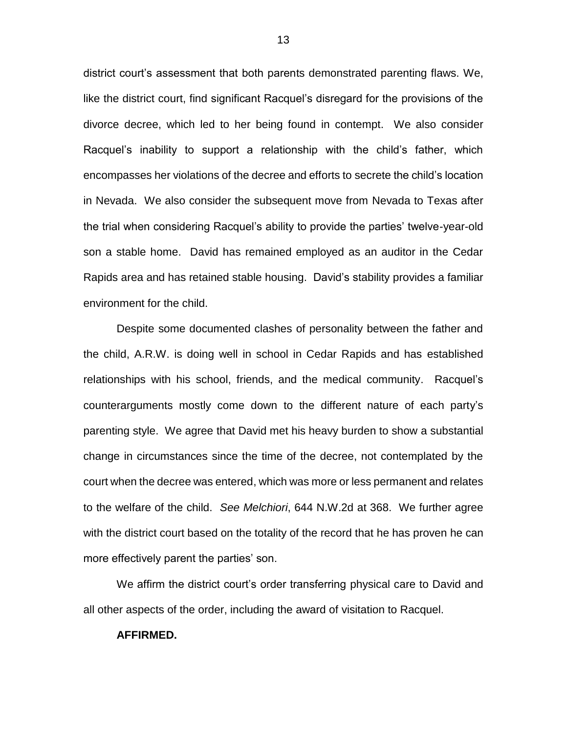district court's assessment that both parents demonstrated parenting flaws. We, like the district court, find significant Racquel's disregard for the provisions of the divorce decree, which led to her being found in contempt. We also consider Racquel's inability to support a relationship with the child's father, which encompasses her violations of the decree and efforts to secrete the child's location in Nevada. We also consider the subsequent move from Nevada to Texas after the trial when considering Racquel's ability to provide the parties' twelve-year-old son a stable home. David has remained employed as an auditor in the Cedar Rapids area and has retained stable housing. David's stability provides a familiar environment for the child.

Despite some documented clashes of personality between the father and the child, A.R.W. is doing well in school in Cedar Rapids and has established relationships with his school, friends, and the medical community. Racquel's counterarguments mostly come down to the different nature of each party's parenting style. We agree that David met his heavy burden to show a substantial change in circumstances since the time of the decree, not contemplated by the court when the decree was entered, which was more or less permanent and relates to the welfare of the child. *See Melchiori*, 644 N.W.2d at 368. We further agree with the district court based on the totality of the record that he has proven he can more effectively parent the parties' son.

We affirm the district court's order transferring physical care to David and all other aspects of the order, including the award of visitation to Racquel.

**AFFIRMED.**